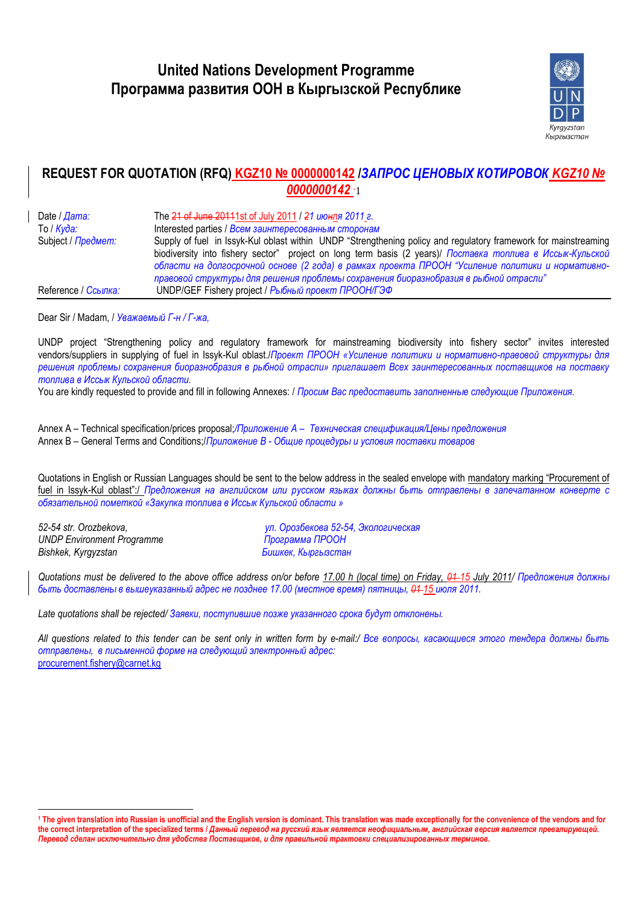# United Nations Development Programme
# Программа развития ООН в Кыргызской Республике

Kyrgyzstan
Кыргызстан

## REQUEST FOR QUOTATION (RFQ) KGZ10 № 0000000142 /ЗАПРОС ЦЕНОВЫХ КОТИРОВОК KGZ10 № 0000000142 [1]

| | |
|---|---|
| Date / *Дата:* | The ~~21 of June 2011~~1st of July 2011 / *~~2~~1 ию~~н~~ля 2011 г.* |
| To / *Куда:* | Interested parties / *Всем заинтересованным сторонам* |
| Subject / *Предмет:* | Supply of fuel in Issyk-Kul oblast within UNDP "Strengthening policy and regulatory framework for mainstreaming biodiversity into fishery sector" project on long term basis (2 years)/ *Поставка топлива в Иссык-Кульской области на долгосрочной основе (2 года) в рамках проекта ПРООН "Усиление политики и нормативно-правовой структуры для решения проблемы сохранения биоразнобразия в рыбной отрасли"* |
| Reference / *Ссылка:* | UNDP/GEF Fishery project / *Рыбный проект ПРООН/ГЭФ* |

Dear Sir / Madam, / *Уважаемый Г-н / Г-жа,*

UNDP project "Strengthening policy and regulatory framework for mainstreaming biodiversity into fishery sector" invites interested vendors/suppliers in supplying of fuel in Issyk-Kul oblast./*Проект ПРООН «Усиление политики и нормативно-правовой структуры для решения проблемы сохранения биоразнобразия в рыбной отрасли» приглашает Всех заинтересованных поставщиков на поставку топлива в Иссык Кульской области.*
You are kindly requested to provide and fill in following Annexes: / *Просим Вас предоставить заполненные следующие Приложения.*

Annex A – Technical specification/prices proposal;/*Приложение А – Техническая спецификация/Цены предложения*
Annex B – General Terms and Conditions;/*Приложение В - Общие процедуры и условия поставки товаров*

Quotations in English or Russian Languages should be sent to the below address in the sealed envelope with mandatory marking "Procurement of fuel in Issyk-Kul oblast":/ *Предложения на английском или русском языках должны быть отправлены в запечатанном конверте с обязательной пометкой «Закупка топлива в Иссык Кульской области »*

*52-54 str. Orozbekova,*
*UNDP Environment Programme*
*Bishkek, Kyrgyzstan*

*ул. Орозбекова 52-54, Экологическая*
*Программа ПРООН*
*Бишкек, Кыргызстан*

*Quotations must be delivered to the above office address on/or before 17.00 h (local time) on Friday, ~~01~~ 15 July 2011/ Предложения должны быть доставлены в вышеуказанный адрес не позднее 17.00 (местное время) пятницы, ~~01~~ 15 июля 2011.*

*Late quotations shall be rejected/ Заявки, поступившие позже указанного срока будут отклонены.*

*All questions related to this tender can be sent only in written form by e-mail:/ Все вопросы, касающиеся этого тендера должны быть отправлены, в письменной форме на следующий электронный адрес:*
procurement.fishery@carnet.kg

---

[1] **The given translation into Russian is unofficial and the English version is dominant. This translation was made exceptionally for the convenience of the vendors and for the correct interpretation of the specialized terms / *Данный перевод на русский язык является неофициальным, английская версия является превалирующей. Перевод сделан исключительно для удобства Поставщиков, и для правильной трактовки специализированных терминов.***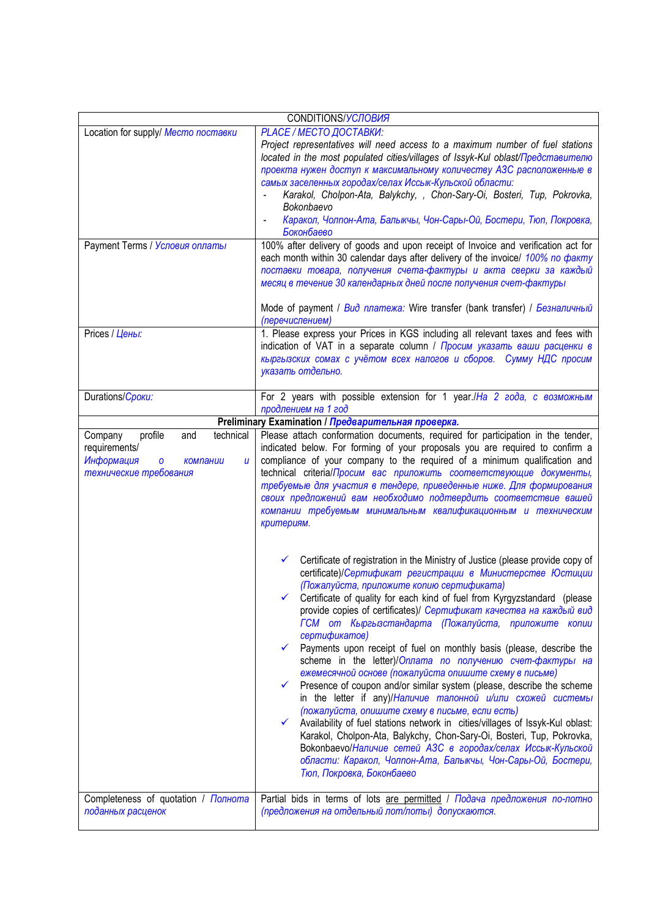| CONDITIONS/*УСЛОВИЯ* | |
|---|---|
| Location for supply/ *Место поставки* | *PLACE / МЕСТО ДОСТАВКИ:*<br>*Project representatives will need access to a maximum number of fuel stations located in the most populated cities/villages of Issyk-Kul oblast/Представителю проекта нужен доступ к максимальному количеству АЗС расположенные в самых заселенных городах/селах Иссык-Кульской области:*<br>- *Karakol, Cholpon-Ata, Balykchy, , Chon-Sary-Oi, Bosteri, Tup, Pokrovka, Bokonbaevo*<br>- *Каракол, Чолпон-Ата, Балыкчы, Чон-Сары-Ой, Бостери, Тюп, Покровка, Боконбаево* |
| Payment Terms / *Условия оплаты* | 100% after delivery of goods and upon receipt of Invoice and verification act for each month within 30 calendar days after delivery of the invoice/ *100% по факту поставки товара, получения счета-фактуры и акта сверки за каждый месяц в течение 30 календарных дней после получения счет-фактуры*<br><br>Mode of payment / *Вид платежа:* Wire transfer (bank transfer) / *Безналичный (перечислением)* |
| Prices / *Цены:* | 1. Please express your Prices in KGS including all relevant taxes and fees with indication of VAT in a separate column / *Просим указать ваши расценки в кыргызских сомах с учётом всех налогов и сборов. Сумму НДС просим указать отдельно.* |
| Durations/*Сроки:* | For 2 years with possible extension for 1 year./*На 2 года, с возможным продлением на 1 год* |
| **Preliminary Examination / *Предварительная проверка.*** | |
| Company profile and technical requirements/<br>*Информация о компании и технические требования* | Please attach conformation documents, required for participation in the tender, indicated below. For forming of your proposals you are required to confirm a compliance of your company to the required of a minimum qualification and technical criteria/*Просим вас приложить соответствующие документы, требуемые для участия в тендере, приведенные ниже. Для формирования своих предложений вам необходимо подтвердить соответствие вашей компании требуемым минимальным квалификационным и техническим критериям.*<br><br>✓ Certificate of registration in the Ministry of Justice (please provide copy of certificate)/*Сертификат регистрации в Министерстве Юстиции (Пожалуйста, приложите копию сертификата)*<br>✓ Certificate of quality for each kind of fuel from Kyrgyzstandard (please provide copies of certificates)/ *Сертификат качества на каждый вид ГСМ от Кыргызстандарта (Пожалуйста, приложите копии сертификатов)*<br>✓ Payments upon receipt of fuel on monthly basis (please, describe the scheme in the letter)/*Оплата по получению счет-фактуры на ежемесячной основе (пожалуйста опишите схему в письме)*<br>✓ Presence of coupon and/or similar system (please, describe the scheme in the letter if any)/*Наличие талонной и/или схожей системы (пожалуйста, опишите схему в письме, если есть)*<br>✓ Availability of fuel stations network in cities/villages of Issyk-Kul oblast: Karakol, Cholpon-Ata, Balykchy, Chon-Sary-Oi, Bosteri, Tup, Pokrovka, Bokonbaevo/*Наличие сетей АЗС в городах/селах Иссык-Кульской области: Каракол, Чолпон-Ата, Балыкчы, Чон-Сары-Ой, Бостери, Тюп, Покровка, Боконбаево* |
| Completeness of quotation / *Полнота поданных расценок* | Partial bids in terms of lots are permitted / *Подача предложения по-лотно (предложения на отдельный лот/лоты) допускаются.* |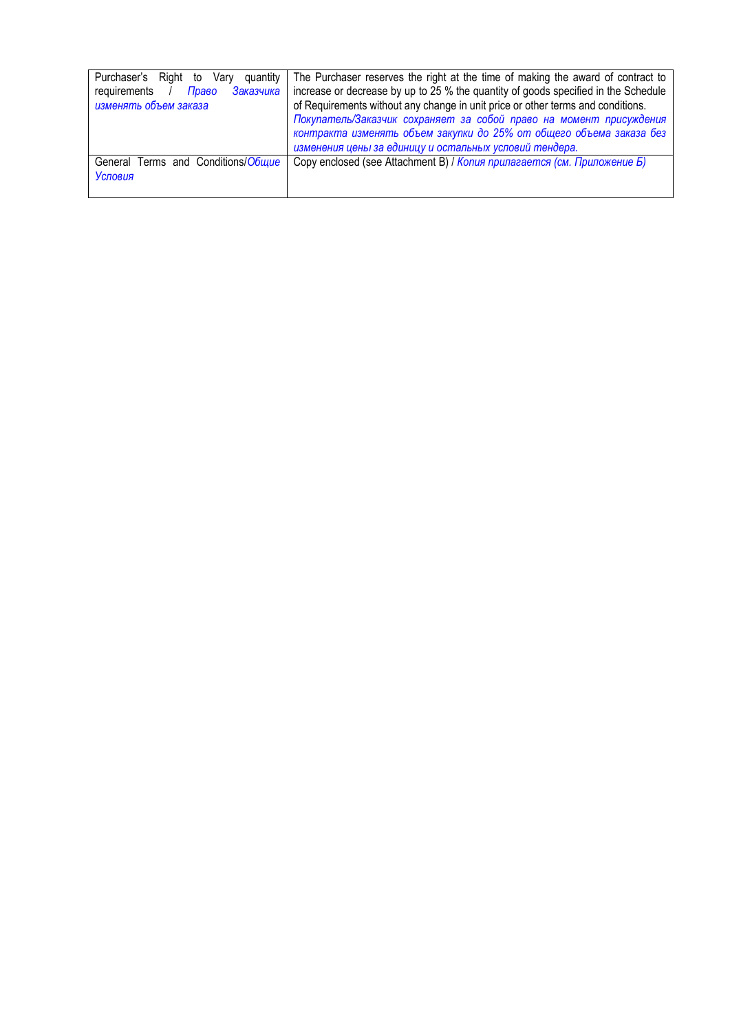| | |
|---|---|
| Purchaser's Right to Vary quantity requirements / *Право Заказчика изменять объем заказа* | The Purchaser reserves the right at the time of making the award of contract to increase or decrease by up to 25 % the quantity of goods specified in the Schedule of Requirements without any change in unit price or other terms and conditions. *Покупатель/Заказчик сохраняет за собой право на момент присуждения контракта изменять объем закупки до 25% от общего объема заказа без изменения цены за единицу и остальных условий тендера.* |
| General Terms and Conditions/*Общие Условия* | Copy enclosed (see Attachment B) / *Копия прилагается (см. Приложение Б)* |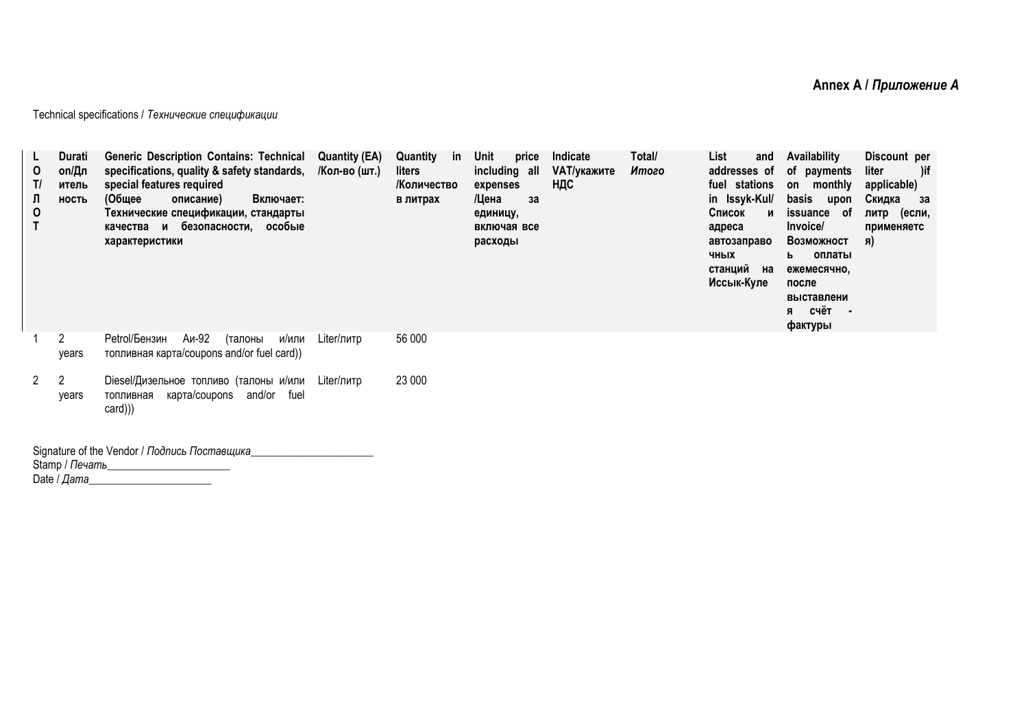**Annex A / *Приложение А***

Technical specifications / *Технические спецификации*

| LOT/ЛОТ | Duration/Длительность | Generic Description Contains: Technical specifications, quality & safety standards, special features required (Общее описание) Включает: Технические спецификации, стандарты качества и безопасности, особые характеристики | Quantity (EA) /Кол-во (шт.) | Quantity in liters /Количество в литрах | Unit price including all expenses /Цена за единицу, включая все расходы | Indicate VAT/укажите НДС | Total/ *Итого* | List and addresses of fuel stations in Issyk-Kul/ Список и адреса автозаправочных станций на Иссык-Куле | Availability of payments on monthly basis upon issuance of Invoice/ Возможность оплаты ежемесячно, после выставления счёт - фактуры | Discount per liter )if applicable) Скидка за литр (если, применяется) |
|---|---|---|---|---|---|---|---|---|---|---|
| 1 | 2 years | Petrol/Бензин Аи-92 (талоны и/или топливная карта/coupons and/or fuel card)) | Liter/литр | 56 000 | | | | | | |
| 2 | 2 years | Diesel/Дизельное топливо (талоны и/или топливная карта/coupons and/or fuel card))) | Liter/литр | 23 000 | | | | | | |

Signature of the Vendor / *Подпись Поставщика*______________________
Stamp / *Печать*______________________
Date / *Дата*______________________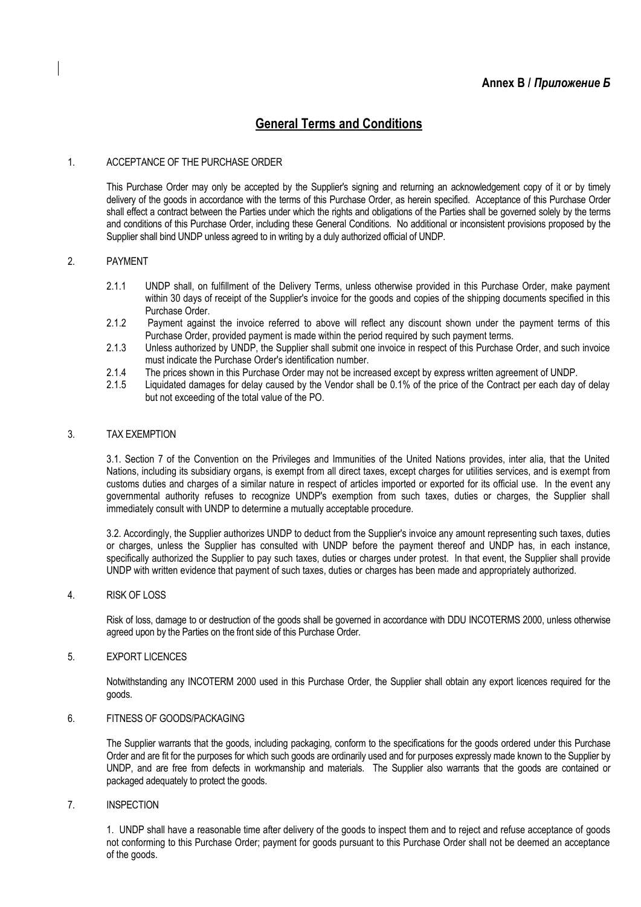**Annex B / *Приложение Б***

## General Terms and Conditions

1. ACCEPTANCE OF THE PURCHASE ORDER

This Purchase Order may only be accepted by the Supplier's signing and returning an acknowledgement copy of it or by timely delivery of the goods in accordance with the terms of this Purchase Order, as herein specified. Acceptance of this Purchase Order shall effect a contract between the Parties under which the rights and obligations of the Parties shall be governed solely by the terms and conditions of this Purchase Order, including these General Conditions. No additional or inconsistent provisions proposed by the Supplier shall bind UNDP unless agreed to in writing by a duly authorized official of UNDP.

2. PAYMENT

2.1.1 UNDP shall, on fulfillment of the Delivery Terms, unless otherwise provided in this Purchase Order, make payment within 30 days of receipt of the Supplier's invoice for the goods and copies of the shipping documents specified in this Purchase Order.

2.1.2 Payment against the invoice referred to above will reflect any discount shown under the payment terms of this Purchase Order, provided payment is made within the period required by such payment terms.

2.1.3 Unless authorized by UNDP, the Supplier shall submit one invoice in respect of this Purchase Order, and such invoice must indicate the Purchase Order's identification number.

2.1.4 The prices shown in this Purchase Order may not be increased except by express written agreement of UNDP.

2.1.5 Liquidated damages for delay caused by the Vendor shall be 0.1% of the price of the Contract per each day of delay but not exceeding of the total value of the PO.

3. TAX EXEMPTION

3.1. Section 7 of the Convention on the Privileges and Immunities of the United Nations provides, inter alia, that the United Nations, including its subsidiary organs, is exempt from all direct taxes, except charges for utilities services, and is exempt from customs duties and charges of a similar nature in respect of articles imported or exported for its official use. In the event any governmental authority refuses to recognize UNDP's exemption from such taxes, duties or charges, the Supplier shall immediately consult with UNDP to determine a mutually acceptable procedure.

3.2. Accordingly, the Supplier authorizes UNDP to deduct from the Supplier's invoice any amount representing such taxes, duties or charges, unless the Supplier has consulted with UNDP before the payment thereof and UNDP has, in each instance, specifically authorized the Supplier to pay such taxes, duties or charges under protest. In that event, the Supplier shall provide UNDP with written evidence that payment of such taxes, duties or charges has been made and appropriately authorized.

4. RISK OF LOSS

Risk of loss, damage to or destruction of the goods shall be governed in accordance with DDU INCOTERMS 2000, unless otherwise agreed upon by the Parties on the front side of this Purchase Order.

5. EXPORT LICENCES

Notwithstanding any INCOTERM 2000 used in this Purchase Order, the Supplier shall obtain any export licences required for the goods.

6. FITNESS OF GOODS/PACKAGING

The Supplier warrants that the goods, including packaging, conform to the specifications for the goods ordered under this Purchase Order and are fit for the purposes for which such goods are ordinarily used and for purposes expressly made known to the Supplier by UNDP, and are free from defects in workmanship and materials. The Supplier also warrants that the goods are contained or packaged adequately to protect the goods.

7. INSPECTION

1. UNDP shall have a reasonable time after delivery of the goods to inspect them and to reject and refuse acceptance of goods not conforming to this Purchase Order; payment for goods pursuant to this Purchase Order shall not be deemed an acceptance of the goods.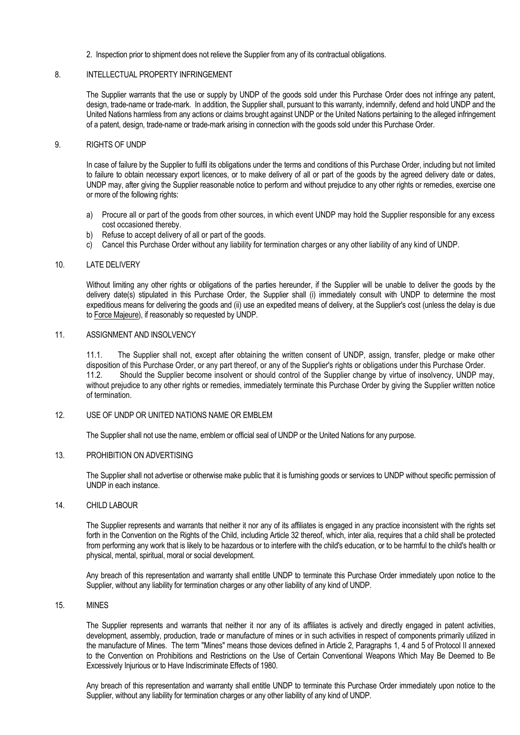2. Inspection prior to shipment does not relieve the Supplier from any of its contractual obligations.

## 8. INTELLECTUAL PROPERTY INFRINGEMENT

The Supplier warrants that the use or supply by UNDP of the goods sold under this Purchase Order does not infringe any patent, design, trade-name or trade-mark. In addition, the Supplier shall, pursuant to this warranty, indemnify, defend and hold UNDP and the United Nations harmless from any actions or claims brought against UNDP or the United Nations pertaining to the alleged infringement of a patent, design, trade-name or trade-mark arising in connection with the goods sold under this Purchase Order.

## 9. RIGHTS OF UNDP

In case of failure by the Supplier to fulfil its obligations under the terms and conditions of this Purchase Order, including but not limited to failure to obtain necessary export licences, or to make delivery of all or part of the goods by the agreed delivery date or dates, UNDP may, after giving the Supplier reasonable notice to perform and without prejudice to any other rights or remedies, exercise one or more of the following rights:

a) Procure all or part of the goods from other sources, in which event UNDP may hold the Supplier responsible for any excess cost occasioned thereby.
b) Refuse to accept delivery of all or part of the goods.
c) Cancel this Purchase Order without any liability for termination charges or any other liability of any kind of UNDP.

## 10. LATE DELIVERY

Without limiting any other rights or obligations of the parties hereunder, if the Supplier will be unable to deliver the goods by the delivery date(s) stipulated in this Purchase Order, the Supplier shall (i) immediately consult with UNDP to determine the most expeditious means for delivering the goods and (ii) use an expedited means of delivery, at the Supplier's cost (unless the delay is due to Force Majeure), if reasonably so requested by UNDP.

## 11. ASSIGNMENT AND INSOLVENCY

11.1. The Supplier shall not, except after obtaining the written consent of UNDP, assign, transfer, pledge or make other disposition of this Purchase Order, or any part thereof, or any of the Supplier's rights or obligations under this Purchase Order.
11.2. Should the Supplier become insolvent or should control of the Supplier change by virtue of insolvency, UNDP may, without prejudice to any other rights or remedies, immediately terminate this Purchase Order by giving the Supplier written notice of termination.

## 12. USE OF UNDP OR UNITED NATIONS NAME OR EMBLEM

The Supplier shall not use the name, emblem or official seal of UNDP or the United Nations for any purpose.

## 13. PROHIBITION ON ADVERTISING

The Supplier shall not advertise or otherwise make public that it is furnishing goods or services to UNDP without specific permission of UNDP in each instance.

## 14. CHILD LABOUR

The Supplier represents and warrants that neither it nor any of its affiliates is engaged in any practice inconsistent with the rights set forth in the Convention on the Rights of the Child, including Article 32 thereof, which, inter alia, requires that a child shall be protected from performing any work that is likely to be hazardous or to interfere with the child's education, or to be harmful to the child's health or physical, mental, spiritual, moral or social development.

Any breach of this representation and warranty shall entitle UNDP to terminate this Purchase Order immediately upon notice to the Supplier, without any liability for termination charges or any other liability of any kind of UNDP.

## 15. MINES

The Supplier represents and warrants that neither it nor any of its affiliates is actively and directly engaged in patent activities, development, assembly, production, trade or manufacture of mines or in such activities in respect of components primarily utilized in the manufacture of Mines. The term "Mines" means those devices defined in Article 2, Paragraphs 1, 4 and 5 of Protocol II annexed to the Convention on Prohibitions and Restrictions on the Use of Certain Conventional Weapons Which May Be Deemed to Be Excessively Injurious or to Have Indiscriminate Effects of 1980.

Any breach of this representation and warranty shall entitle UNDP to terminate this Purchase Order immediately upon notice to the Supplier, without any liability for termination charges or any other liability of any kind of UNDP.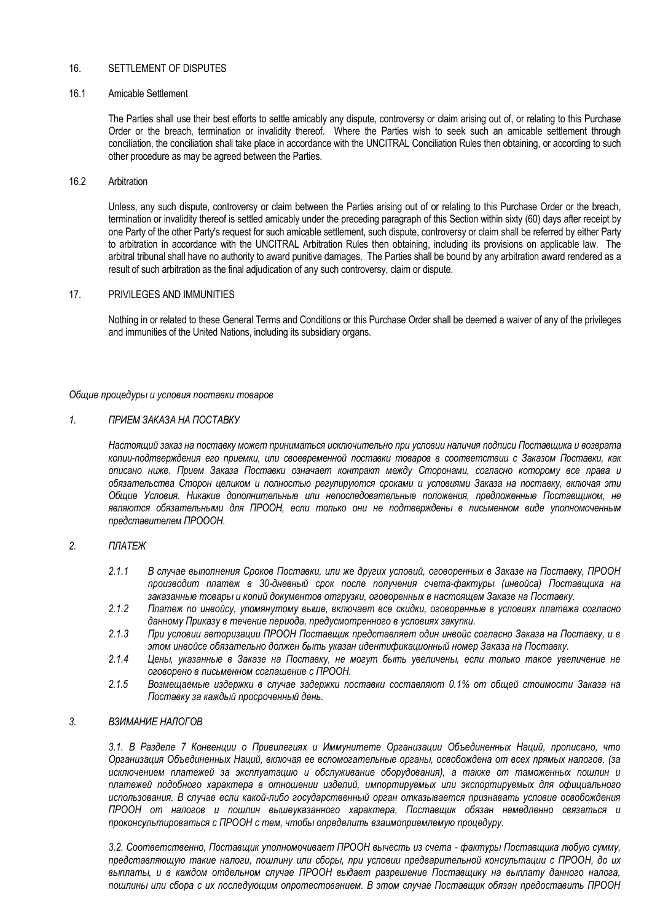## 16. SETTLEMENT OF DISPUTES

### 16.1 Amicable Settlement

The Parties shall use their best efforts to settle amicably any dispute, controversy or claim arising out of, or relating to this Purchase Order or the breach, termination or invalidity thereof. Where the Parties wish to seek such an amicable settlement through conciliation, the conciliation shall take place in accordance with the UNCITRAL Conciliation Rules then obtaining, or according to such other procedure as may be agreed between the Parties.

### 16.2 Arbitration

Unless, any such dispute, controversy or claim between the Parties arising out of or relating to this Purchase Order or the breach, termination or invalidity thereof is settled amicably under the preceding paragraph of this Section within sixty (60) days after receipt by one Party of the other Party's request for such amicable settlement, such dispute, controversy or claim shall be referred by either Party to arbitration in accordance with the UNCITRAL Arbitration Rules then obtaining, including its provisions on applicable law. The arbitral tribunal shall have no authority to award punitive damages. The Parties shall be bound by any arbitration award rendered as a result of such arbitration as the final adjudication of any such controversy, claim or dispute.

## 17. PRIVILEGES AND IMMUNITIES

Nothing in or related to these General Terms and Conditions or this Purchase Order shall be deemed a waiver of any of the privileges and immunities of the United Nations, including its subsidiary organs.

*Общие процедуры и условия поставки товаров*

## *1. ПРИЕМ ЗАКАЗА НА ПОСТАВКУ*

*Настоящий заказ на поставку может приниматься исключительно при условии наличия подписи Поставщика и возврата копии-подтверждения его приемки, или своевременной поставки товаров в соответствии с Заказом Поставки, как описано ниже. Прием Заказа Поставки означает контракт между Сторонами, согласно которому все права и обязательства Сторон целиком и полностью регулируются сроками и условиями Заказа на поставку, включая эти Общие Условия. Никакие дополнительные или непоследовательные положения, предложенные Поставщиком, не являются обязательными для ПРООН, если только они не подтверждены в письменном виде уполномоченным представителем ПРОООН.*

## *2. ПЛАТЕЖ*

*2.1.1 В случае выполнения Сроков Поставки, или же других условий, оговоренных в Заказе на Поставку, ПРООН производит платеж в 30-дневный срок после получения счета-фактуры (инвойса) Поставщика на заказанные товары и копий документов отгрузки, оговоренных в настоящем Заказе на Поставку.*

*2.1.2 Платеж по инвойсу, упомянутому выше, включает все скидки, оговоренные в условиях платежа согласно данному Приказу в течение периода, предусмотренного в условиях закупки.*

*2.1.3 При условии авторизации ПРООН Поставщик представляет один инвойс согласно Заказа на Поставку, и в этом инвойсе обязательно должен быть указан идентификационный номер Заказа на Поставку.*

*2.1.4 Цены, указанные в Заказе на Поставку, не могут быть увеличены, если только такое увеличение не оговорено в письменном соглашение с ПРООН.*

*2.1.5 Возмещаемые издержки в случае задержки поставки составляют 0.1% от общей стоимости Заказа на Поставку за каждый просроченный день.*

## *3. ВЗИМАНИЕ НАЛОГОВ*

*3.1. В Разделе 7 Конвенции о Привилегиях и Иммунитете Организации Объединенных Наций, прописано, что Организация Объединенных Наций, включая ее вспомогательные органы, освобождена от всех прямых налогов, (за исключением платежей за эксплуатацию и обслуживание оборудования), а также от таможенных пошлин и платежей подобного характера в отношении изделий, импортируемых или экспортируемых для официального использования. В случае если какой-либо государственный орган отказывается признавать условие освобождения ПРООН от налогов и пошлин вышеуказанного характера, Поставщик обязан немедленно связаться и проконсультироваться с ПРООН с тем, чтобы определить взаимоприемлемую процедуру.*

*3.2. Соответственно, Поставщик уполномочивает ПРООН вычесть из счета - фактуры Поставщика любую сумму, представляющую такие налоги, пошлину или сборы, при условии предварительной консультации с ПРООН, до их выплаты, и в каждом отдельном случае ПРООН выдает разрешение Поставщику на выплату данного налога, пошлины или сбора с их последующим опротестованием. В этом случае Поставщик обязан предоставить ПРООН*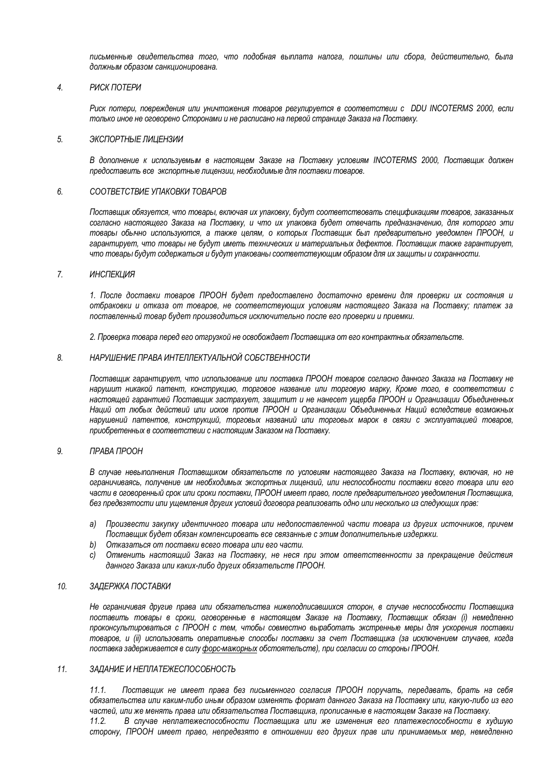*письменные свидетельства того, что подобная выплата налога, пошлины или сбора, действительно, была должным образом санкционирована.*

*4. РИСК ПОТЕРИ*

*Риск потери, повреждения или уничтожения товаров регулируется в соответствии с DDU INCOTERMS 2000, если только иное не оговорено Сторонами и не расписано на первой странице Заказа на Поставку.*

*5. ЭКСПОРТНЫЕ ЛИЦЕНЗИИ*

*В дополнение к используемым в настоящем Заказе на Поставку условиям INCOTERMS 2000, Поставщик должен предоставить все экспортные лицензии, необходимые для поставки товаров.*

*6. СООТВЕТСТВИЕ УПАКОВКИ ТОВАРОВ*

*Поставщик обязуется, что товары, включая их упаковку, будут соответствовать спецификациям товаров, заказанных согласно настоящего Заказа на Поставку, и что их упаковка будет отвечать предназначению, для которого эти товары обычно используются, а также целям, о которых Поставщик был предварительно уведомлен ПРООН, и гарантирует, что товары не будут иметь технических и материальных дефектов. Поставщик также гарантирует, что товары будут содержаться и будут упакованы соответствующим образом для их защиты и сохранности.*

*7. ИНСПЕКЦИЯ*

*1. После доставки товаров ПРООН будет предоставлено достаточно времени для проверки их состояния и отбраковки и отказа от товаров, не соответствующих условиям настоящего Заказа на Поставку; платеж за поставленный товар будет производиться исключительно после его проверки и приемки.*

*2. Проверка товара перед его отгрузкой не освобождает Поставщика от его контрактных обязательств.*

*8. НАРУШЕНИЕ ПРАВА ИНТЕЛЛЕКТУАЛЬНОЙ СОБСТВЕННОСТИ*

*Поставщик гарантирует, что использование или поставка ПРООН товаров согласно данного Заказа на Поставку не нарушит никакой патент, конструкцию, торговое название или торговую марку, Кроме того, в соответствии с настоящей гарантией Поставщик застрахует, защитит и не нанесет ущерба ПРООН и Организации Объединенных Наций от любых действий или исков против ПРООН и Организации Объединенных Наций вследствие возможных нарушений патентов, конструкций, торговых названий или торговых марок в связи с эксплуатацией товаров, приобретенных в соответствии с настоящим Заказом на Поставку.*

*9. ПРАВА ПРООН*

*В случае невыполнения Поставщиком обязательств по условиям настоящего Заказа на Поставку, включая, но не ограничиваясь, получение им необходимых экспортных лицензий, или неспособности поставки всего товара или его части в оговоренный срок или сроки поставки, ПРООН имеет право, после предварительного уведомления Поставщика, без предвзятости или ущемления других условий договора реализовать одно или несколько из следующих прав:*

*a) Произвести закупку идентичного товара или недопоставленной части товара из других источников, причем Поставщик будет обязан компенсировать все связанные с этим дополнительные издержки.*
*b) Отказаться от поставки всего товара или его части.*
*c) Отменить настоящий Заказ на Поставку, не неся при этом ответственности за прекращение действия данного Заказа или каких-либо других обязательств ПРООН.*

*10. ЗАДЕРЖКА ПОСТАВКИ*

*Не ограничивая другие права или обязательства нижеподписавшихся сторон, в случае неспособности Поставщика поставить товары в сроки, оговоренные в настоящем Заказе на Поставку, Поставщик обязан (i) немедленно проконсультироваться с ПРООН с тем, чтобы совместно выработать экстренные меры для ускорения поставки товаров, и (ii) использовать оперативные способы поставки за счет Поставщика (за исключением случаев, когда поставка задерживается в силу форс-мажорных обстоятельств), при согласии со стороны ПРООН.*

*11. ЗАДАНИЕ И НЕПЛАТЕЖЕСПОСОБНОСТЬ*

*11.1. Поставщик не имеет права без письменного согласия ПРООН поручать, передавать, брать на себя обязательства или каким-либо иным образом изменять формат данного Заказа на Поставку или, какую-либо из его частей, или же менять права или обязательства Поставщика, прописанные в настоящем Заказе на Поставку.*
*11.2. В случае неплатежеспособности Поставщика или же изменения его платежеспособности в худшую сторону, ПРООН имеет право, непредвзято в отношении его других прав или принимаемых мер, немедленно*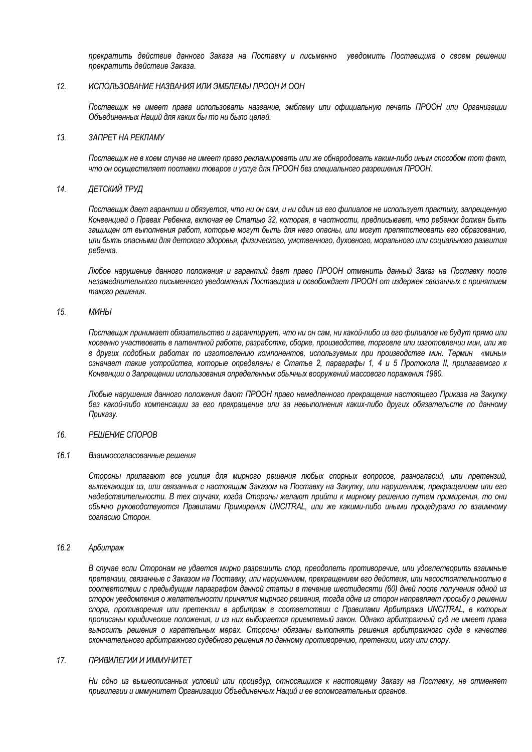*прекратить действие данного Заказа на Поставку и письменно уведомить Поставщика о своем решении прекратить действие Заказа.*

*12. ИСПОЛЬЗОВАНИЕ НАЗВАНИЯ ИЛИ ЭМБЛЕМЫ ПРООН И ООН*

*Поставщик не имеет права использовать название, эмблему или официальную печать ПРООН или Организации Объединенных Наций для каких бы то ни было целей.*

*13. ЗАПРЕТ НА РЕКЛАМУ*

*Поставщик не в коем случае не имеет право рекламировать или же обнародовать каким-либо иным способом тот факт, что он осуществляет поставки товаров и услуг для ПРООН без специального разрешения ПРООН.*

*14. ДЕТСКИЙ ТРУД*

*Поставщик дает гарантии и обязуется, что ни он сам, и ни один из его филиалов не использует практику, запрещенную Конвенцией о Правах Ребенка, включая ее Статью 32, которая, в частности, предписывает, что ребенок должен быть защищен от выполнения работ, которые могут быть для него опасны, или могут препятствовать его образованию, или быть опасными для детского здоровья, физического, умственного, духовного, морального или социального развития ребенка.*

*Любое нарушение данного положения и гарантий дает право ПРООН отменить данный Заказ на Поставку после незамедлительного письменного уведомления Поставщика и освобождает ПРООН от издержек связанных с принятием такого решения.*

*15. МИНЫ*

*Поставщик принимает обязательство и гарантирует, что ни он сам, ни какой-либо из его филиалов не будут прямо или косвенно участвовать в патентной работе, разработке, сборке, производстве, торговле или изготовлении мин, или же в других подобных работах по изготовлению компонентов, используемых при производстве мин. Термин «мины» означает такие устройства, которые определены в Статье 2, параграфы 1, 4 и 5 Протокола II, прилагаемого к Конвенции о Запрещении использования определенных обычных вооружений массового поражения 1980.*

*Любые нарушения данного положения дают ПРООН право немедленного прекращения настоящего Приказа на Закупку без какой-либо компенсации за его прекращение или за невыполнения каких-либо других обязательств по данному Приказу.*

*16. РЕШЕНИЕ СПОРОВ*

*16.1 Взаимосогласованные решения*

*Стороны прилагают все усилия для мирного решения любых спорных вопросов, разногласий, или претензий, вытекающих из, или связанных с настоящим Заказом на Поставку на Закупку, или нарушением, прекращением или его недействительности. В тех случаях, когда Стороны желают прийти к мирному решению путем примирения, то они обычно руководствуются Правилами Примирения UNCITRAL, или же какими-либо иными процедурами по взаимному согласию Сторон.*

*16.2 Арбитраж*

*В случае если Сторонам не удается мирно разрешить спор, преодолеть противоречие, или удовлетворить взаимные претензии, связанные с Заказом на Поставку, или нарушением, прекращением его действия, или несостоятельностью в соответствии с предыдущим параграфом данной статьи в течение шестидесяти (60) дней после получения одной из сторон уведомления о желательности принятия мирного решения, тогда одна из сторон направляет просьбу о решении спора, противоречия или претензии в арбитраж в соответствии с Правилами Арбитража UNCITRAL, в которых прописаны юридические положения, и из них выбирается приемлемый закон. Однако арбитражный суд не имеет права выносить решения о карательных мерах. Стороны обязаны выполнять решения арбитражного суда в качестве окончательного арбитражного судебного решения по данному противоречию, претензии, иску или спору.*

*17. ПРИВИЛЕГИИ И ИММУНИТЕТ*

*Ни одно из вышеописанных условий или процедур, относящихся к настоящему Заказу на Поставку, не отменяет привилегии и иммунитет Организации Объединенных Наций и ее вспомогательных органов.*